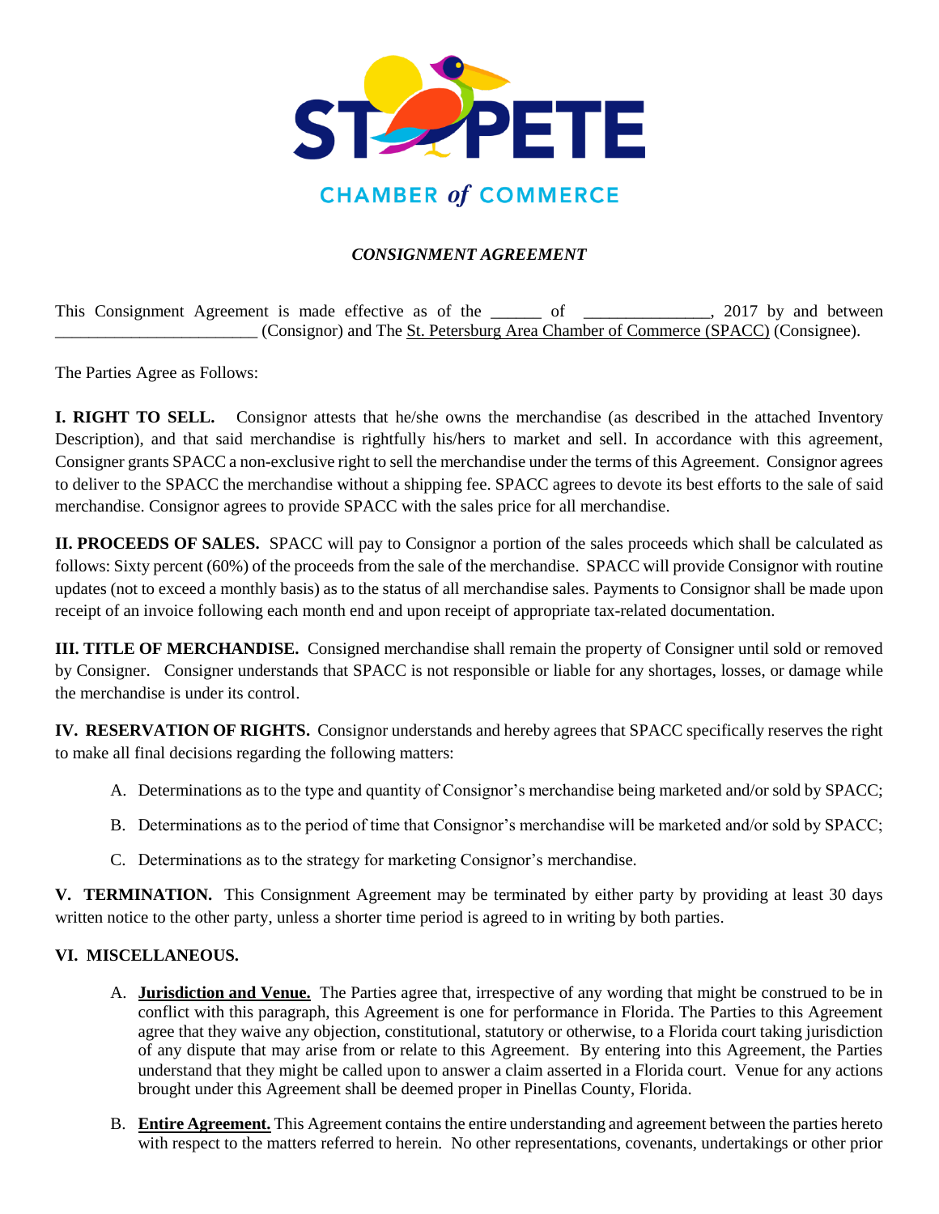ST PETE

CHAMBER *of* COMMERCE

***CONSIGNMENT AGREEMENT***

This Consignment Agreement is made effective as of the ______ of _______________, 2017 by and between ________________________ (Consignor) and The St. Petersburg Area Chamber of Commerce (SPACC) (Consignee).

The Parties Agree as Follows:

**I. RIGHT TO SELL.** Consignor attests that he/she owns the merchandise (as described in the attached Inventory Description), and that said merchandise is rightfully his/hers to market and sell. In accordance with this agreement, Consigner grants SPACC a non-exclusive right to sell the merchandise under the terms of this Agreement. Consignor agrees to deliver to the SPACC the merchandise without a shipping fee. SPACC agrees to devote its best efforts to the sale of said merchandise. Consignor agrees to provide SPACC with the sales price for all merchandise.

**II. PROCEEDS OF SALES.** SPACC will pay to Consignor a portion of the sales proceeds which shall be calculated as follows: Sixty percent (60%) of the proceeds from the sale of the merchandise. SPACC will provide Consignor with routine updates (not to exceed a monthly basis) as to the status of all merchandise sales. Payments to Consignor shall be made upon receipt of an invoice following each month end and upon receipt of appropriate tax-related documentation.

**III. TITLE OF MERCHANDISE.** Consigned merchandise shall remain the property of Consigner until sold or removed by Consigner. Consigner understands that SPACC is not responsible or liable for any shortages, losses, or damage while the merchandise is under its control.

**IV. RESERVATION OF RIGHTS.** Consignor understands and hereby agrees that SPACC specifically reserves the right to make all final decisions regarding the following matters:

A. Determinations as to the type and quantity of Consignor's merchandise being marketed and/or sold by SPACC;

B. Determinations as to the period of time that Consignor's merchandise will be marketed and/or sold by SPACC;

C. Determinations as to the strategy for marketing Consignor's merchandise.

**V. TERMINATION.** This Consignment Agreement may be terminated by either party by providing at least 30 days written notice to the other party, unless a shorter time period is agreed to in writing by both parties.

**VI. MISCELLANEOUS.**

A. **Jurisdiction and Venue.** The Parties agree that, irrespective of any wording that might be construed to be in conflict with this paragraph, this Agreement is one for performance in Florida. The Parties to this Agreement agree that they waive any objection, constitutional, statutory or otherwise, to a Florida court taking jurisdiction of any dispute that may arise from or relate to this Agreement. By entering into this Agreement, the Parties understand that they might be called upon to answer a claim asserted in a Florida court. Venue for any actions brought under this Agreement shall be deemed proper in Pinellas County, Florida.

B. **Entire Agreement.** This Agreement contains the entire understanding and agreement between the parties hereto with respect to the matters referred to herein. No other representations, covenants, undertakings or other prior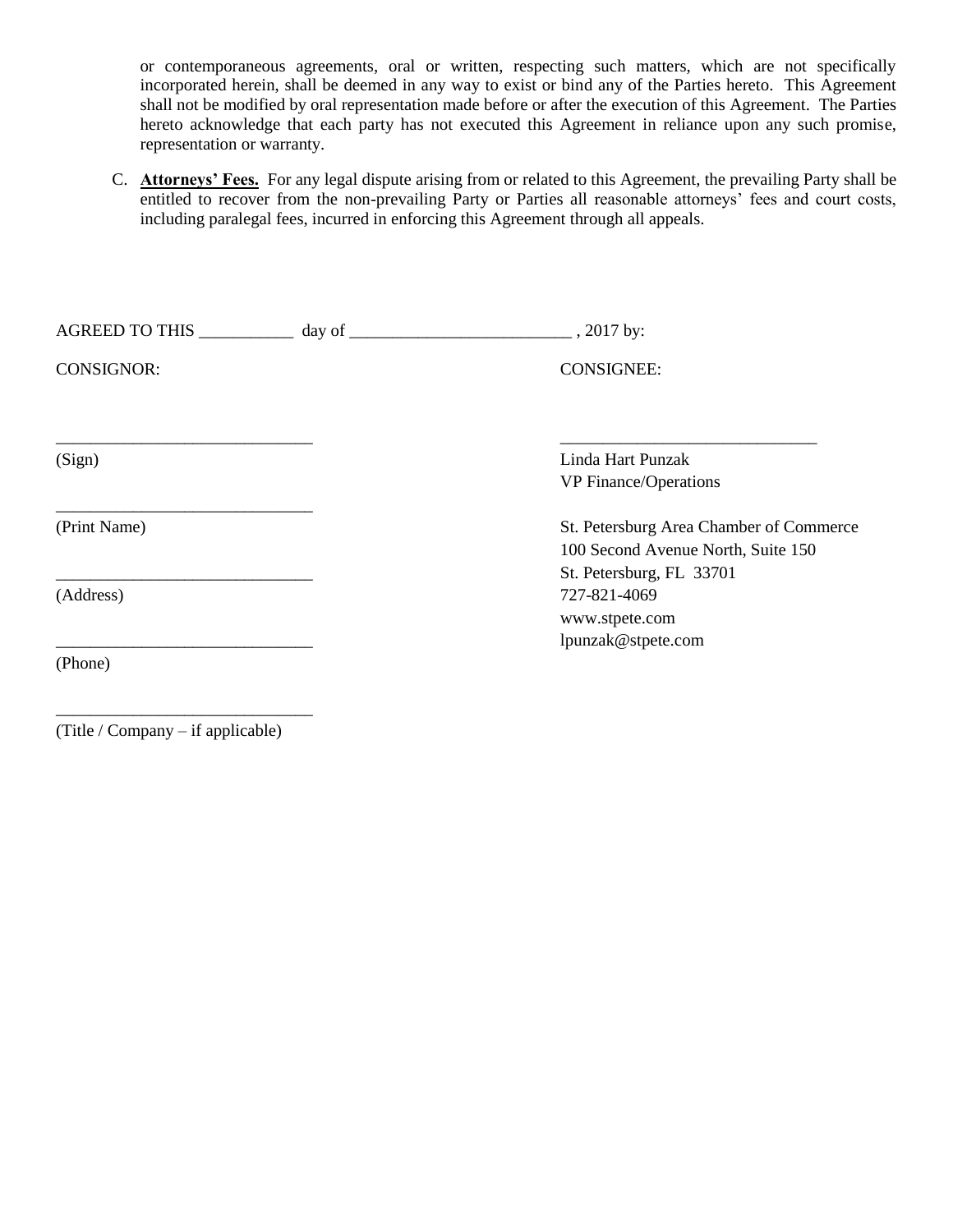or contemporaneous agreements, oral or written, respecting such matters, which are not specifically incorporated herein, shall be deemed in any way to exist or bind any of the Parties hereto. This Agreement shall not be modified by oral representation made before or after the execution of this Agreement. The Parties hereto acknowledge that each party has not executed this Agreement in reliance upon any such promise, representation or warranty.

C. **Attorneys' Fees.** For any legal dispute arising from or related to this Agreement, the prevailing Party shall be entitled to recover from the non-prevailing Party or Parties all reasonable attorneys' fees and court costs, including paralegal fees, incurred in enforcing this Agreement through all appeals.

AGREED TO THIS ___________ day of __________________________ , 2017 by:

CONSIGNOR:

______________________________
(Sign)

______________________________
(Print Name)

______________________________
(Address)

______________________________
(Phone)

______________________________
(Title / Company – if applicable)

CONSIGNEE:

______________________________
Linda Hart Punzak
VP Finance/Operations

St. Petersburg Area Chamber of Commerce
100 Second Avenue North, Suite 150
St. Petersburg, FL 33701
727-821-4069
www.stpete.com
lpunzak@stpete.com